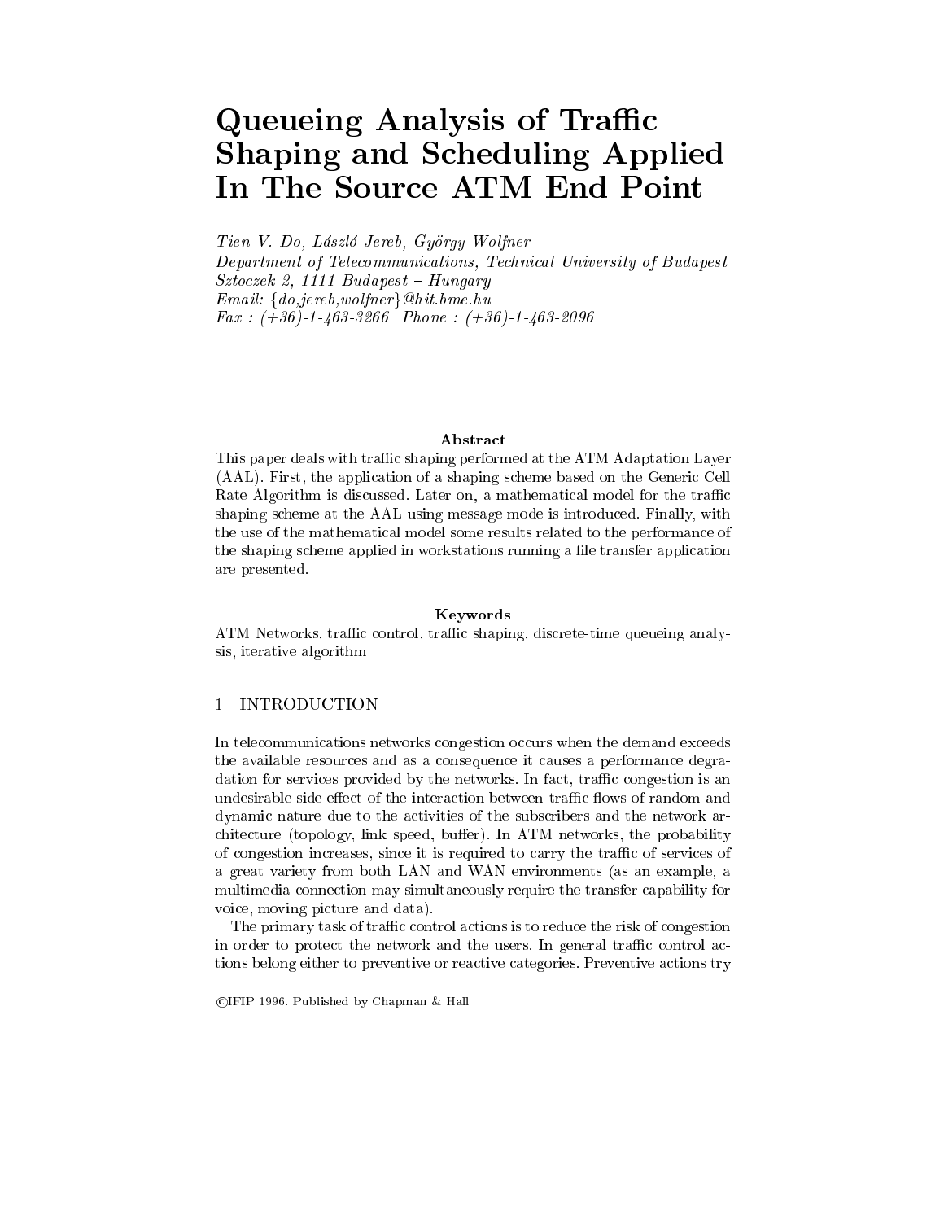# Queueing Analysis of Traffic Shaping and Scheduling Applied In The Source ATM End Point

*Tien V. Do, László Jereb, György Wolfner*
*Department of Telecommunications, Technical University of Budapest*
*Sztoczek 2, 1111 Budapest – Hungary*
*Email: {do,jereb,wolfner}@hit.bme.hu*
*Fax : (+36)-1-463-3266 Phone : (+36)-1-463-2096*

**Abstract**

This paper deals with traffic shaping performed at the ATM Adaptation Layer (AAL). First, the application of a shaping scheme based on the Generic Cell Rate Algorithm is discussed. Later on, a mathematical model for the traffic shaping scheme at the AAL using message mode is introduced. Finally, with the use of the mathematical model some results related to the performance of the shaping scheme applied in workstations running a file transfer application are presented.

**Keywords**

ATM Networks, traffic control, traffic shaping, discrete-time queueing analysis, iterative algorithm

## 1 INTRODUCTION

In telecommunications networks congestion occurs when the demand exceeds the available resources and as a consequence it causes a performance degradation for services provided by the networks. In fact, traffic congestion is an undesirable side-effect of the interaction between traffic flows of random and dynamic nature due to the activities of the subscribers and the network architecture (topology, link speed, buffer). In ATM networks, the probability of congestion increases, since it is required to carry the traffic of services of a great variety from both LAN and WAN environments (as an example, a multimedia connection may simultaneously require the transfer capability for voice, moving picture and data).

The primary task of traffic control actions is to reduce the risk of congestion in order to protect the network and the users. In general traffic control actions belong either to preventive or reactive categories. Preventive actions try

©IFIP 1996. Published by Chapman & Hall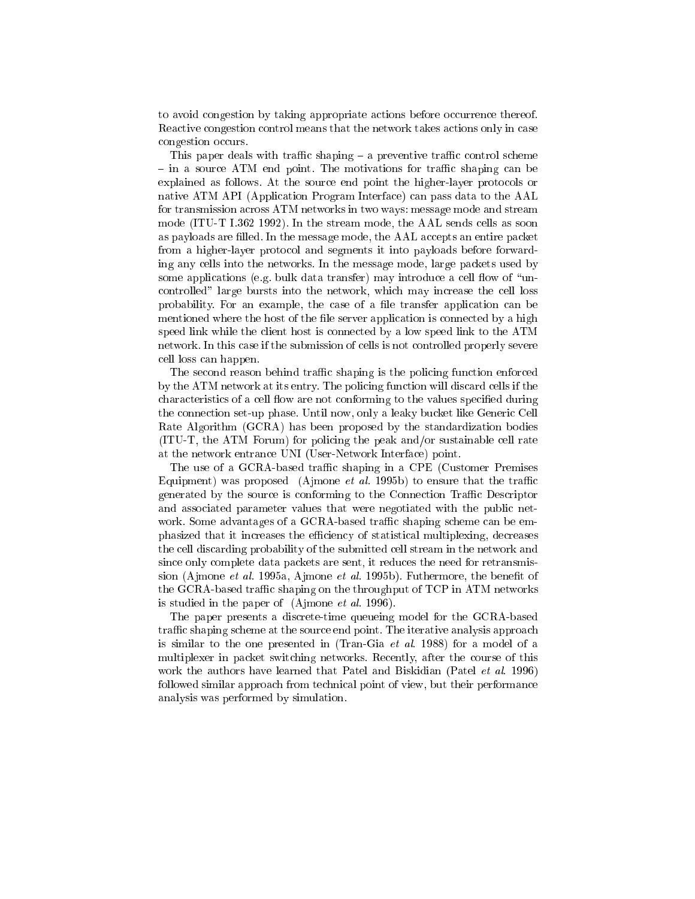to avoid congestion by taking appropriate actions before occurrence thereof. Reactive congestion control means that the network takes actions only in case congestion occurs.

This paper deals with traffic shaping – a preventive traffic control scheme – in a source ATM end point. The motivations for traffic shaping can be explained as follows. At the source end point the higher-layer protocols or native ATM API (Application Program Interface) can pass data to the AAL for transmission across ATM networks in two ways: message mode and stream mode (ITU-T I.362 1992). In the stream mode, the AAL sends cells as soon as payloads are filled. In the message mode, the AAL accepts an entire packet from a higher-layer protocol and segments it into payloads before forwarding any cells into the networks. In the message mode, large packets used by some applications (e.g. bulk data transfer) may introduce a cell flow of "uncontrolled" large bursts into the network, which may increase the cell loss probability. For an example, the case of a file transfer application can be mentioned where the host of the file server application is connected by a high speed link while the client host is connected by a low speed link to the ATM network. In this case if the submission of cells is not controlled properly severe cell loss can happen.

The second reason behind traffic shaping is the policing function enforced by the ATM network at its entry. The policing function will discard cells if the characteristics of a cell flow are not conforming to the values specified during the connection set-up phase. Until now, only a leaky bucket like Generic Cell Rate Algorithm (GCRA) has been proposed by the standardization bodies (ITU-T, the ATM Forum) for policing the peak and/or sustainable cell rate at the network entrance UNI (User-Network Interface) point.

The use of a GCRA-based traffic shaping in a CPE (Customer Premises Equipment) was proposed (Ajmone *et al.* 1995b) to ensure that the traffic generated by the source is conforming to the Connection Traffic Descriptor and associated parameter values that were negotiated with the public network. Some advantages of a GCRA-based traffic shaping scheme can be emphasized that it increases the efficiency of statistical multiplexing, decreases the cell discarding probability of the submitted cell stream in the network and since only complete data packets are sent, it reduces the need for retransmission (Ajmone *et al.* 1995a, Ajmone *et al.* 1995b). Futhermore, the benefit of the GCRA-based traffic shaping on the throughput of TCP in ATM networks is studied in the paper of (Ajmone *et al.* 1996).

The paper presents a discrete-time queueing model for the GCRA-based traffic shaping scheme at the source end point. The iterative analysis approach is similar to the one presented in (Tran-Gia *et al.* 1988) for a model of a multiplexer in packet switching networks. Recently, after the course of this work the authors have learned that Patel and Biskidian (Patel *et al.* 1996) followed similar approach from technical point of view, but their performance analysis was performed by simulation.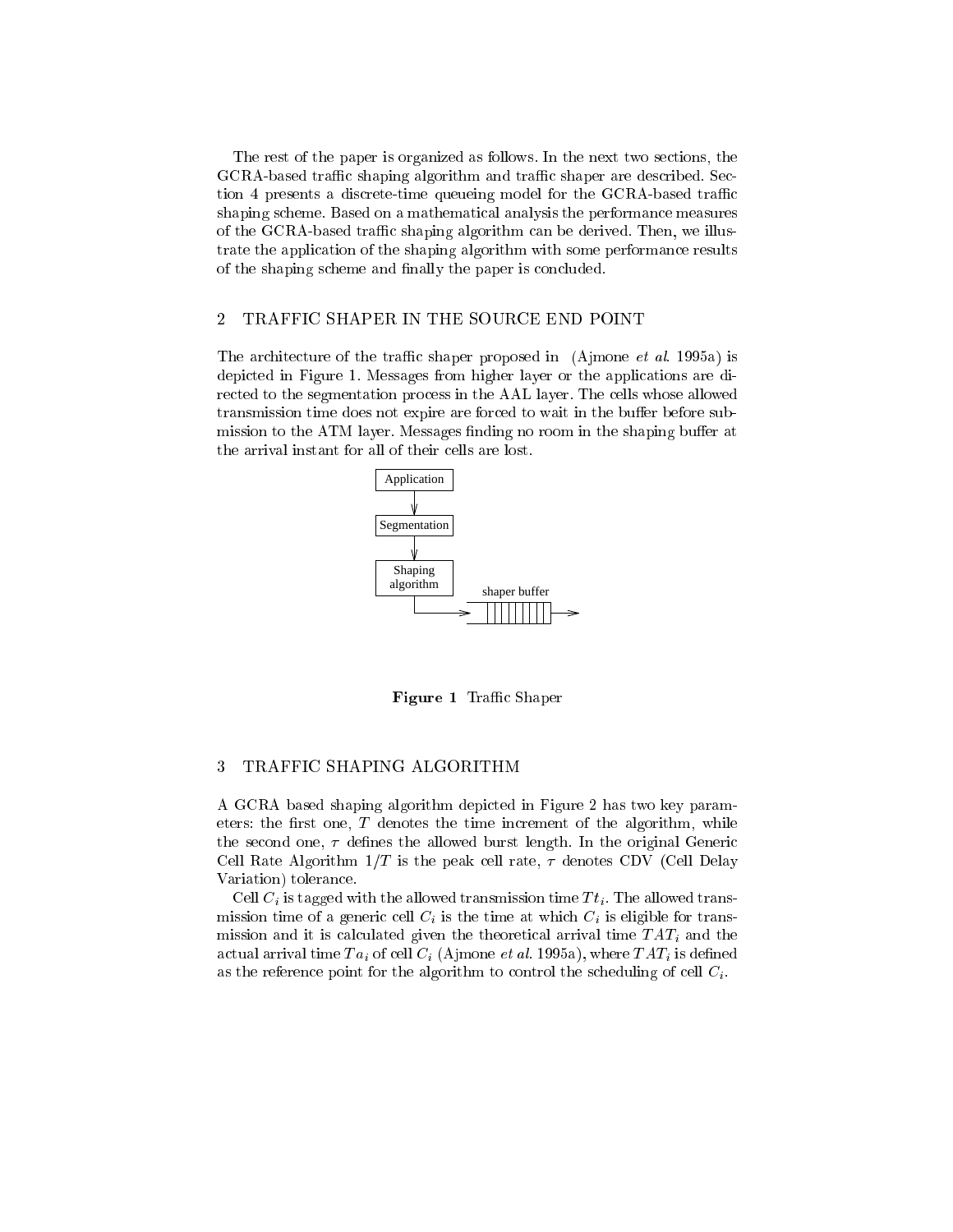The rest of the paper is organized as follows. In the next two sections, the GCRA-based traffic shaping algorithm and traffic shaper are described. Section 4 presents a discrete-time queueing model for the GCRA-based traffic shaping scheme. Based on a mathematical analysis the performance measures of the GCRA-based traffic shaping algorithm can be derived. Then, we illustrate the application of the shaping algorithm with some performance results of the shaping scheme and finally the paper is concluded.

## 2 TRAFFIC SHAPER IN THE SOURCE END POINT

The architecture of the traffic shaper proposed in (Ajmone *et al*. 1995a) is depicted in Figure 1. Messages from higher layer or the applications are directed to the segmentation process in the AAL layer. The cells whose allowed transmission time does not expire are forced to wait in the buffer before submission to the ATM layer. Messages finding no room in the shaping buffer at the arrival instant for all of their cells are lost.

Application

Segmentation

Shaping algorithm

shaper buffer

**Figure 1** Traffic Shaper

## 3 TRAFFIC SHAPING ALGORITHM

A GCRA based shaping algorithm depicted in Figure 2 has two key parameters: the first one, $T$ denotes the time increment of the algorithm, while the second one, $\tau$ defines the allowed burst length. In the original Generic Cell Rate Algorithm $1/T$ is the peak cell rate, $\tau$ denotes CDV (Cell Delay Variation) tolerance.

Cell $C_i$ is tagged with the allowed transmission time $Tt_i$. The allowed transmission time of a generic cell $C_i$ is the time at which $C_i$ is eligible for transmission and it is calculated given the theoretical arrival time $TAT_i$ and the actual arrival time $Ta_i$ of cell $C_i$ (Ajmone *et al*. 1995a), where $TAT_i$ is defined as the reference point for the algorithm to control the scheduling of cell $C_i$.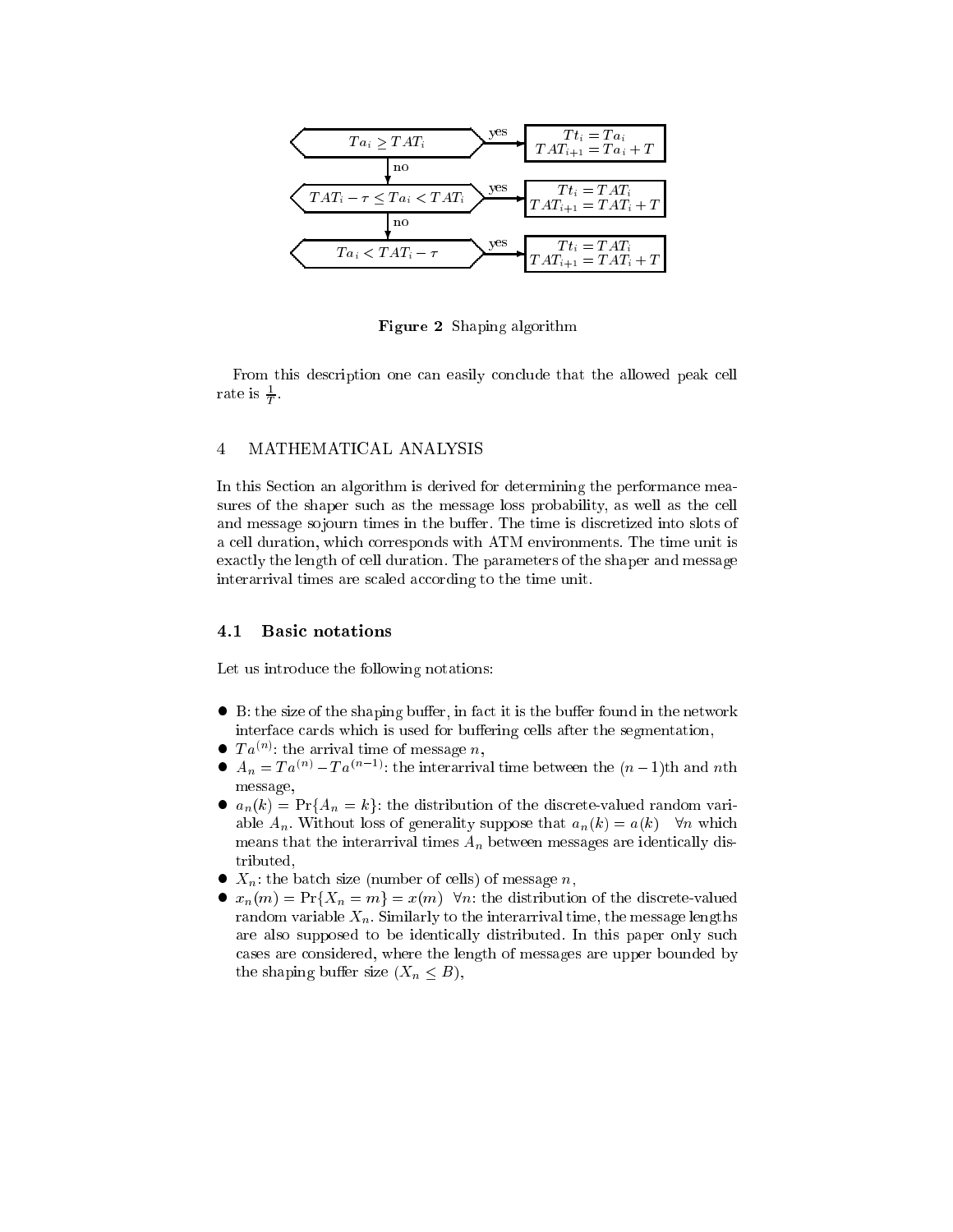| Condition | | Action |
|---|---|---|
| $Ta_i \geq TAT_i$ | yes | $Tt_i = Ta_i$<br>$TAT_{i+1} = Ta_i + T$ |
| no ↓ | | |
| $TAT_i - \tau \leq Ta_i < TAT_i$ | yes | $Tt_i = TAT_i$<br>$TAT_{i+1} = TAT_i + T$ |
| no ↓ | | |
| $Ta_i < TAT_i - \tau$ | yes | $Tt_i = TAT_i$<br>$TAT_{i+1} = TAT_i + T$ |

**Figure 2** Shaping algorithm

From this description one can easily conclude that the allowed peak cell rate is $\frac{1}{T}$.

## 4 MATHEMATICAL ANALYSIS

In this Section an algorithm is derived for determining the performance measures of the shaper such as the message loss probability, as well as the cell and message sojourn times in the buffer. The time is discretized into slots of a cell duration, which corresponds with ATM environments. The time unit is exactly the length of cell duration. The parameters of the shaper and message interarrival times are scaled according to the time unit.

### 4.1 Basic notations

Let us introduce the following notations:

- B: the size of the shaping buffer, in fact it is the buffer found in the network interface cards which is used for buffering cells after the segmentation,
- $Ta^{(n)}$: the arrival time of message $n$,
- $A_n = Ta^{(n)} - Ta^{(n-1)}$: the interarrival time between the $(n-1)$th and $n$th message,
- $a_n(k) = \Pr\{A_n = k\}$: the distribution of the discrete-valued random variable $A_n$. Without loss of generality suppose that $a_n(k) = a(k) \quad \forall n$ which means that the interarrival times $A_n$ between messages are identically distributed,
- $X_n$: the batch size (number of cells) of message $n$,
- $x_n(m) = \Pr\{X_n = m\} = x(m) \;\; \forall n$: the distribution of the discrete-valued random variable $X_n$. Similarly to the interarrival time, the message lengths are also supposed to be identically distributed. In this paper only such cases are considered, where the length of messages are upper bounded by the shaping buffer size ($X_n \leq B$),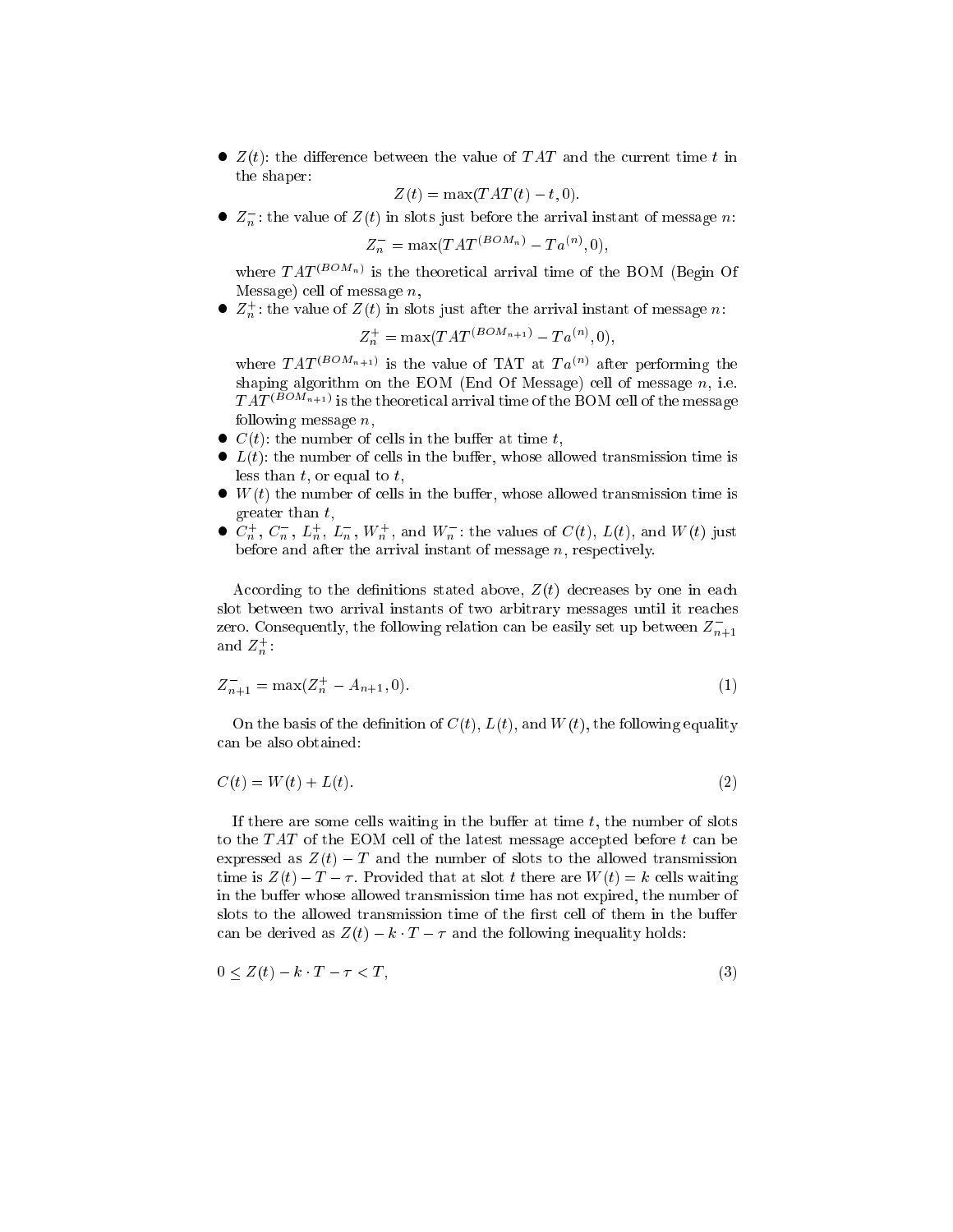- $Z(t)$: the difference between the value of $TAT$ and the current time $t$ in the shaper:

$$Z(t) = \max(TAT(t) - t, 0).$$

- $Z_n^-$: the value of $Z(t)$ in slots just before the arrival instant of message $n$:

$$Z_n^- = \max(TAT^{(BOM_n)} - Ta^{(n)}, 0),$$

  where $TAT^{(BOM_n)}$ is the theoretical arrival time of the BOM (Begin Of Message) cell of message $n$,
- $Z_n^+$: the value of $Z(t)$ in slots just after the arrival instant of message $n$:

$$Z_n^+ = \max(TAT^{(BOM_{n+1})} - Ta^{(n)}, 0),$$

  where $TAT^{(BOM_{n+1})}$ is the value of TAT at $Ta^{(n)}$ after performing the shaping algorithm on the EOM (End Of Message) cell of message $n$, i.e. $TAT^{(BOM_{n+1})}$ is the theoretical arrival time of the BOM cell of the message following message $n$,
- $C(t)$: the number of cells in the buffer at time $t$,
- $L(t)$: the number of cells in the buffer, whose allowed transmission time is less than $t$, or equal to $t$,
- $W(t)$ the number of cells in the buffer, whose allowed transmission time is greater than $t$,
- $C_n^+$, $C_n^-$, $L_n^+$, $L_n^-$, $W_n^+$, and $W_n^-$: the values of $C(t)$, $L(t)$, and $W(t)$ just before and after the arrival instant of message $n$, respectively.

According to the definitions stated above, $Z(t)$ decreases by one in each slot between two arrival instants of two arbitrary messages until it reaches zero. Consequently, the following relation can be easily set up between $Z_{n+1}^-$ and $Z_n^+$:

$$Z_{n+1}^- = \max(Z_n^+ - A_{n+1}, 0). \tag{1}$$

On the basis of the definition of $C(t)$, $L(t)$, and $W(t)$, the following equality can be also obtained:

$$C(t) = W(t) + L(t). \tag{2}$$

If there are some cells waiting in the buffer at time $t$, the number of slots to the $TAT$ of the EOM cell of the latest message accepted before $t$ can be expressed as $Z(t) - T$ and the number of slots to the allowed transmission time is $Z(t) - T - \tau$. Provided that at slot $t$ there are $W(t) = k$ cells waiting in the buffer whose allowed transmission time has not expired, the number of slots to the allowed transmission time of the first cell of them in the buffer can be derived as $Z(t) - k \cdot T - \tau$ and the following inequality holds:

$$0 \leq Z(t) - k \cdot T - \tau < T, \tag{3}$$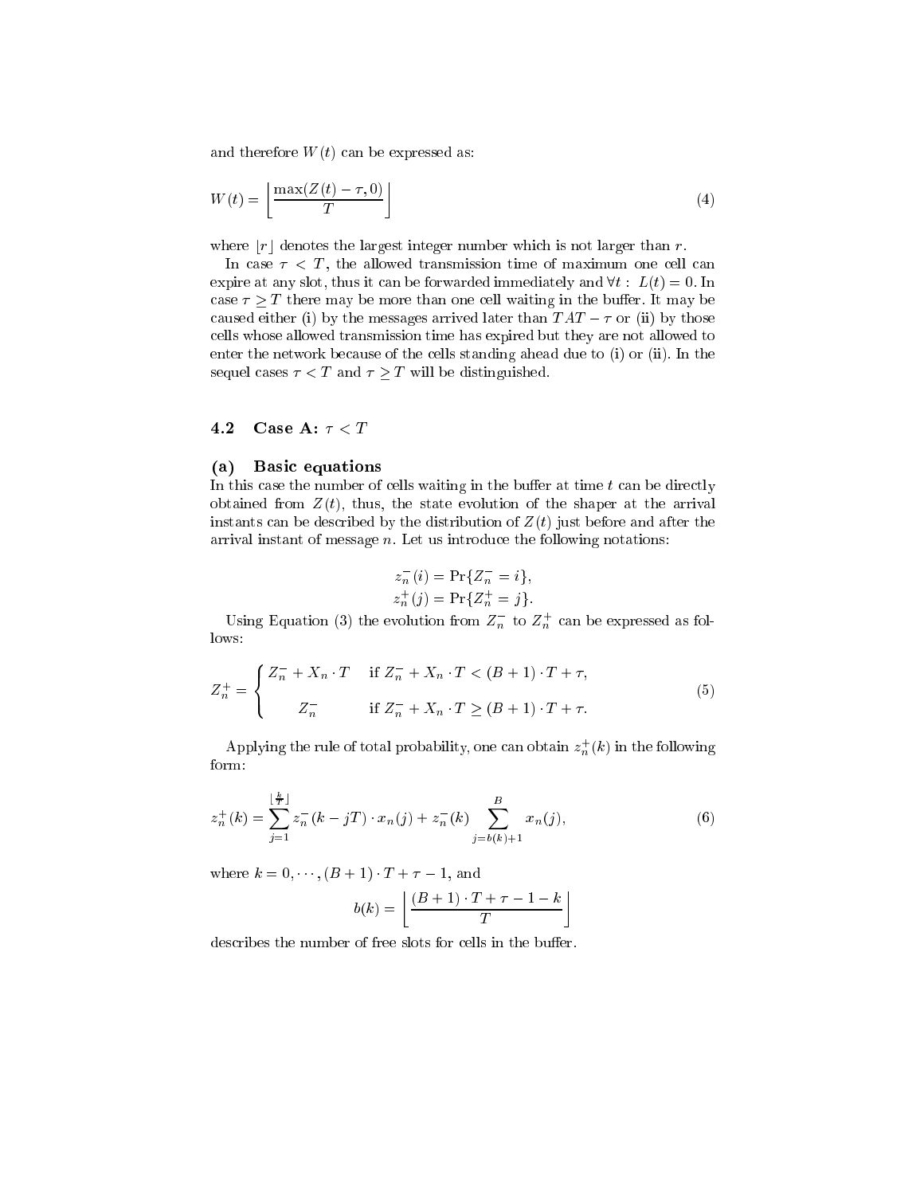and therefore $W(t)$ can be expressed as:

$$W(t) = \left\lfloor \frac{\max(Z(t) - \tau, 0)}{T} \right\rfloor \tag{4}$$

where $\lfloor r \rfloor$ denotes the largest integer number which is not larger than $r$.

In case $\tau < T$, the allowed transmission time of maximum one cell can expire at any slot, thus it can be forwarded immediately and $\forall t: \; L(t) = 0$. In case $\tau \geq T$ there may be more than one cell waiting in the buffer. It may be caused either (i) by the messages arrived later than $TAT - \tau$ or (ii) by those cells whose allowed transmission time has expired but they are not allowed to enter the network because of the cells standing ahead due to (i) or (ii). In the sequel cases $\tau < T$ and $\tau \geq T$ will be distinguished.

## 4.2 Case A: $\tau < T$

### (a) Basic equations

In this case the number of cells waiting in the buffer at time $t$ can be directly obtained from $Z(t)$, thus, the state evolution of the shaper at the arrival instants can be described by the distribution of $Z(t)$ just before and after the arrival instant of message $n$. Let us introduce the following notations:

$$z_n^-(i) = \Pr\{Z_n^- = i\},$$
$$z_n^+(j) = \Pr\{Z_n^+ = j\}.$$

Using Equation (3) the evolution from $Z_n^-$ to $Z_n^+$ can be expressed as follows:

$$Z_n^+ = \begin{cases} Z_n^- + X_n \cdot T & \text{if } Z_n^- + X_n \cdot T < (B+1) \cdot T + \tau, \\ \\ Z_n^- & \text{if } Z_n^- + X_n \cdot T \geq (B+1) \cdot T + \tau. \end{cases} \tag{5}$$

Applying the rule of total probability, one can obtain $z_n^+(k)$ in the following form:

$$z_n^+(k) = \sum_{j=1}^{\lfloor \frac{k}{T} \rfloor} z_n^-(k - jT) \cdot x_n(j) + z_n^-(k) \sum_{j=b(k)+1}^{B} x_n(j), \tag{6}$$

where $k = 0, \cdots, (B+1) \cdot T + \tau - 1$, and

$$b(k) = \left\lfloor \frac{(B+1) \cdot T + \tau - 1 - k}{T} \right\rfloor$$

describes the number of free slots for cells in the buffer.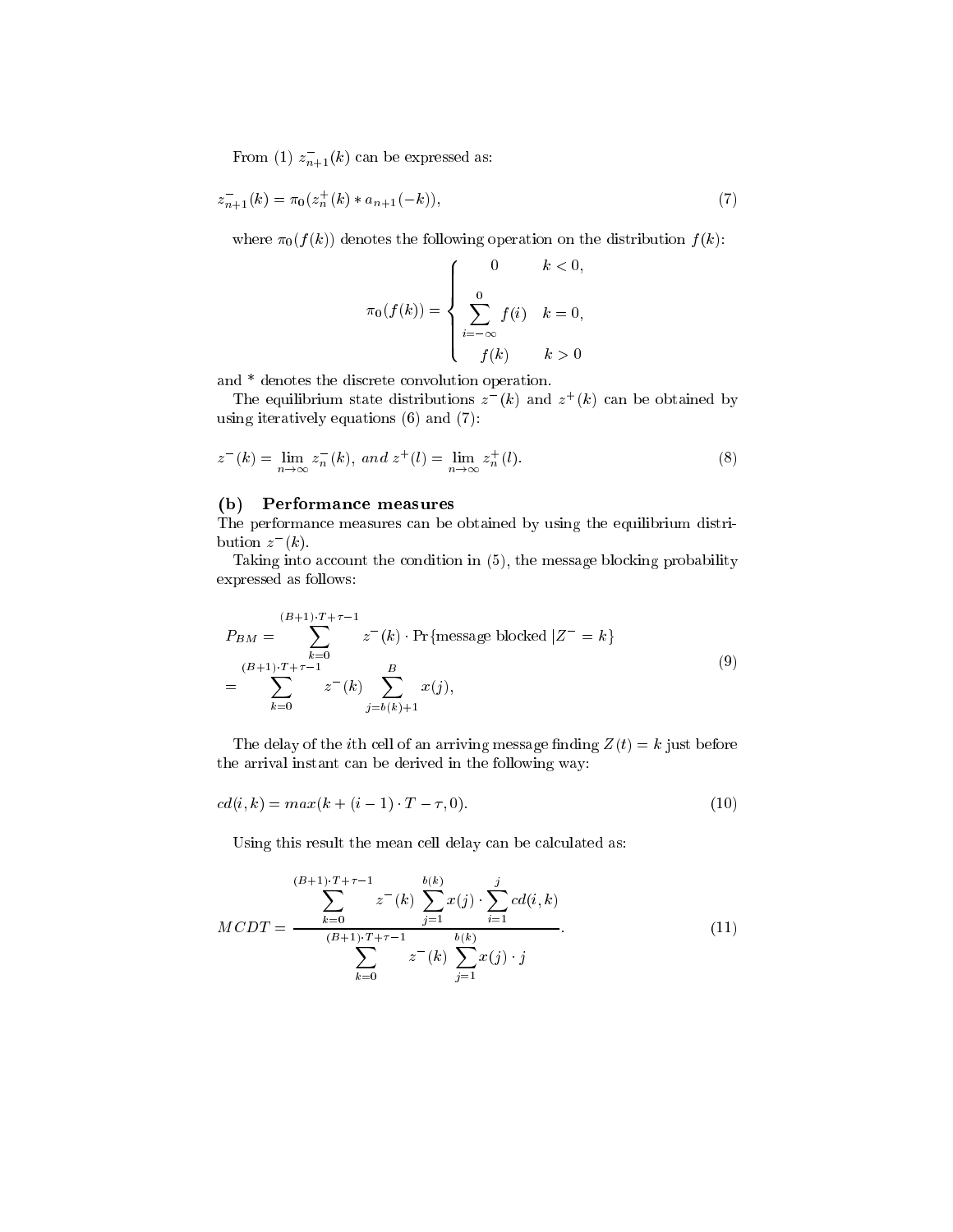From (1) $z^-_{n+1}(k)$ can be expressed as:

$$z^-_{n+1}(k) = \pi_0(z^+_n(k) * a_{n+1}(-k)), \tag{7}$$

where $\pi_0(f(k))$ denotes the following operation on the distribution $f(k)$:

$$\pi_0(f(k)) = \begin{cases} 0 & k < 0, \\ \sum\limits_{i=-\infty}^{0} f(i) & k = 0, \\ f(k) & k > 0 \end{cases}$$

and * denotes the discrete convolution operation.

The equilibrium state distributions $z^-(k)$ and $z^+(k)$ can be obtained by using iteratively equations (6) and (7):

$$z^-(k) = \lim_{n\to\infty} z^-_n(k), \; and \; z^+(l) = \lim_{n\to\infty} z^+_n(l). \tag{8}$$

### (b) Performance measures

The performance measures can be obtained by using the equilibrium distribution $z^-(k)$.

Taking into account the condition in (5), the message blocking probability expressed as follows:

$$\begin{aligned} P_{BM} &= \sum_{k=0}^{(B+1)\cdot T+\tau-1} z^-(k) \cdot \Pr\{\text{message blocked } | Z^- = k\} \\ &= \sum_{k=0}^{(B+1)\cdot T+\tau-1} z^-(k) \sum_{j=b(k)+1}^{B} x(j), \end{aligned} \tag{9}$$

The delay of the $i$th cell of an arriving message finding $Z(t) = k$ just before the arrival instant can be derived in the following way:

$$cd(i,k) = max(k + (i-1)\cdot T - \tau, 0). \tag{10}$$

Using this result the mean cell delay can be calculated as:

$$MCDT = \frac{\sum\limits_{k=0}^{(B+1)\cdot T+\tau-1} z^-(k) \sum\limits_{j=1}^{b(k)} x(j) \cdot \sum\limits_{i=1}^{j} cd(i,k)}{\sum\limits_{k=0}^{(B+1)\cdot T+\tau-1} z^-(k) \sum\limits_{j=1}^{b(k)} x(j) \cdot j}. \tag{11}$$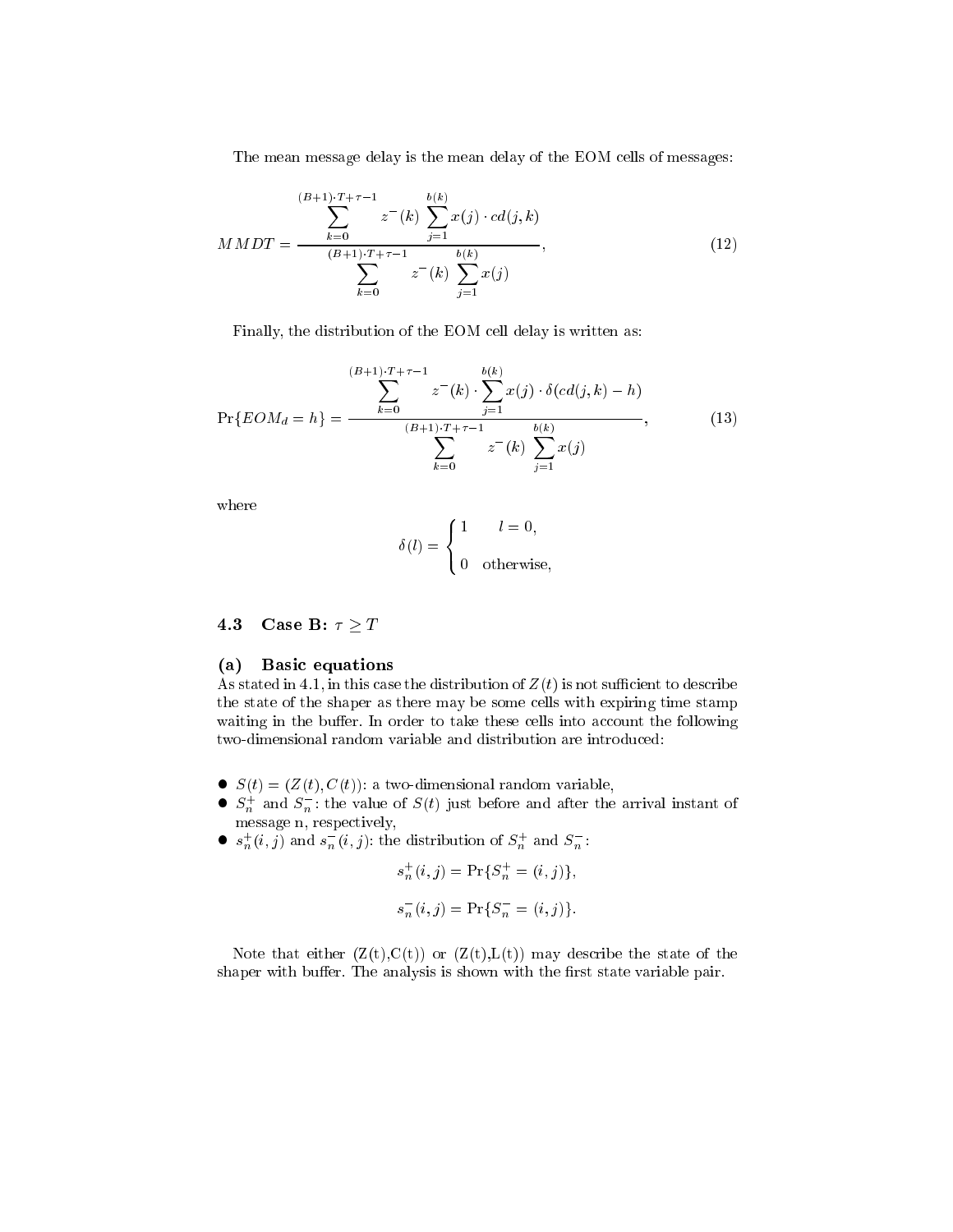The mean message delay is the mean delay of the EOM cells of messages:

$$MMDT = \frac{\displaystyle\sum_{k=0}^{(B+1)\cdot T+\tau-1} z^{-}(k) \sum_{j=1}^{b(k)} x(j) \cdot cd(j,k)}{\displaystyle\sum_{k=0}^{(B+1)\cdot T+\tau-1} z^{-}(k) \sum_{j=1}^{b(k)} x(j)}, \tag{12}$$

Finally, the distribution of the EOM cell delay is written as:

$$\Pr\{EOM_d = h\} = \frac{\displaystyle\sum_{k=0}^{(B+1)\cdot T+\tau-1} z^{-}(k) \cdot \sum_{j=1}^{b(k)} x(j) \cdot \delta(cd(j,k) - h)}{\displaystyle\sum_{k=0}^{(B+1)\cdot T+\tau-1} z^{-}(k) \sum_{j=1}^{b(k)} x(j)}, \tag{13}$$

where

$$\delta(l) = \begin{cases} 1 & l = 0, \\ 0 & \text{otherwise}, \end{cases}$$

### 4.3 Case B: $\tau \geq T$

#### (a) Basic equations

As stated in 4.1, in this case the distribution of $Z(t)$ is not sufficient to describe the state of the shaper as there may be some cells with expiring time stamp waiting in the buffer. In order to take these cells into account the following two-dimensional random variable and distribution are introduced:

- $S(t) = (Z(t), C(t))$: a two-dimensional random variable,
- $S_n^+$ and $S_n^-$: the value of $S(t)$ just before and after the arrival instant of message n, respectively,
- $s_n^+(i,j)$ and $s_n^-(i,j)$: the distribution of $S_n^+$ and $S_n^-$:

$$s_n^+(i,j) = \Pr\{S_n^+ = (i,j)\},$$

$$s_n^-(i,j) = \Pr\{S_n^- = (i,j)\}.$$

Note that either (Z(t),C(t)) or (Z(t),L(t)) may describe the state of the shaper with buffer. The analysis is shown with the first state variable pair.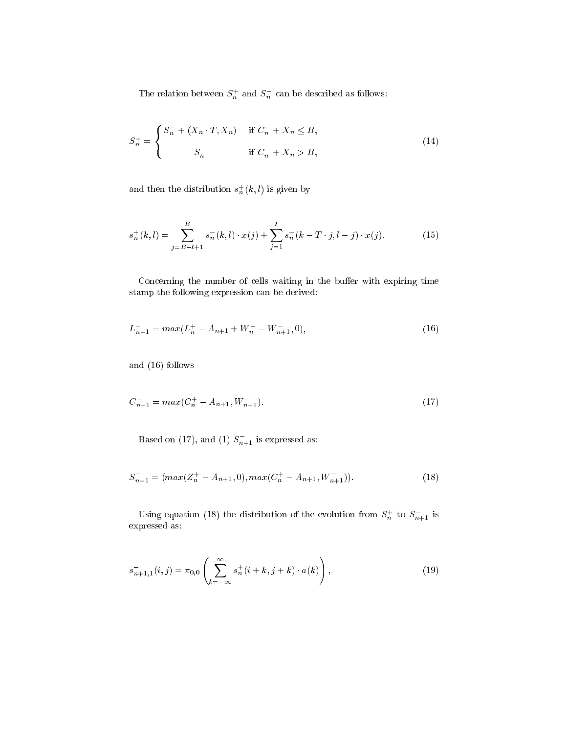The relation between $S_n^+$ and $S_n^-$ can be described as follows:

$$S_n^+ = \begin{cases} S_n^- + (X_n \cdot T, X_n) & \text{if } C_n^- + X_n \leq B, \\ S_n^- & \text{if } C_n^- + X_n > B, \end{cases} \tag{14}$$

and then the distribution $s_n^+(k,l)$ is given by

$$s_n^+(k,l) = \sum_{j=B-l+1}^{B} s_n^-(k,l) \cdot x(j) + \sum_{j=1}^{l} s_n^-(k - T \cdot j, l - j) \cdot x(j). \tag{15}$$

Concerning the number of cells waiting in the buffer with expiring time stamp the following expression can be derived:

$$L_{n+1}^- = max(L_n^+ - A_{n+1} + W_n^+ - W_{n+1}^-, 0), \tag{16}$$

and (16) follows

$$C_{n+1}^- = max(C_n^+ - A_{n+1}, W_{n+1}^-). \tag{17}$$

Based on (17), and (1) $S_{n+1}^-$ is expressed as:

$$S_{n+1}^- = (max(Z_n^+ - A_{n+1}, 0), max(C_n^+ - A_{n+1}, W_{n+1}^-)). \tag{18}$$

Using equation (18) the distribution of the evolution from $S_n^+$ to $S_{n+1}^-$ is expressed as:

$$s_{n+1,1}^-(i,j) = \pi_{0,0}\left(\sum_{k=-\infty}^{\infty} s_n^+(i+k, j+k) \cdot a(k)\right), \tag{19}$$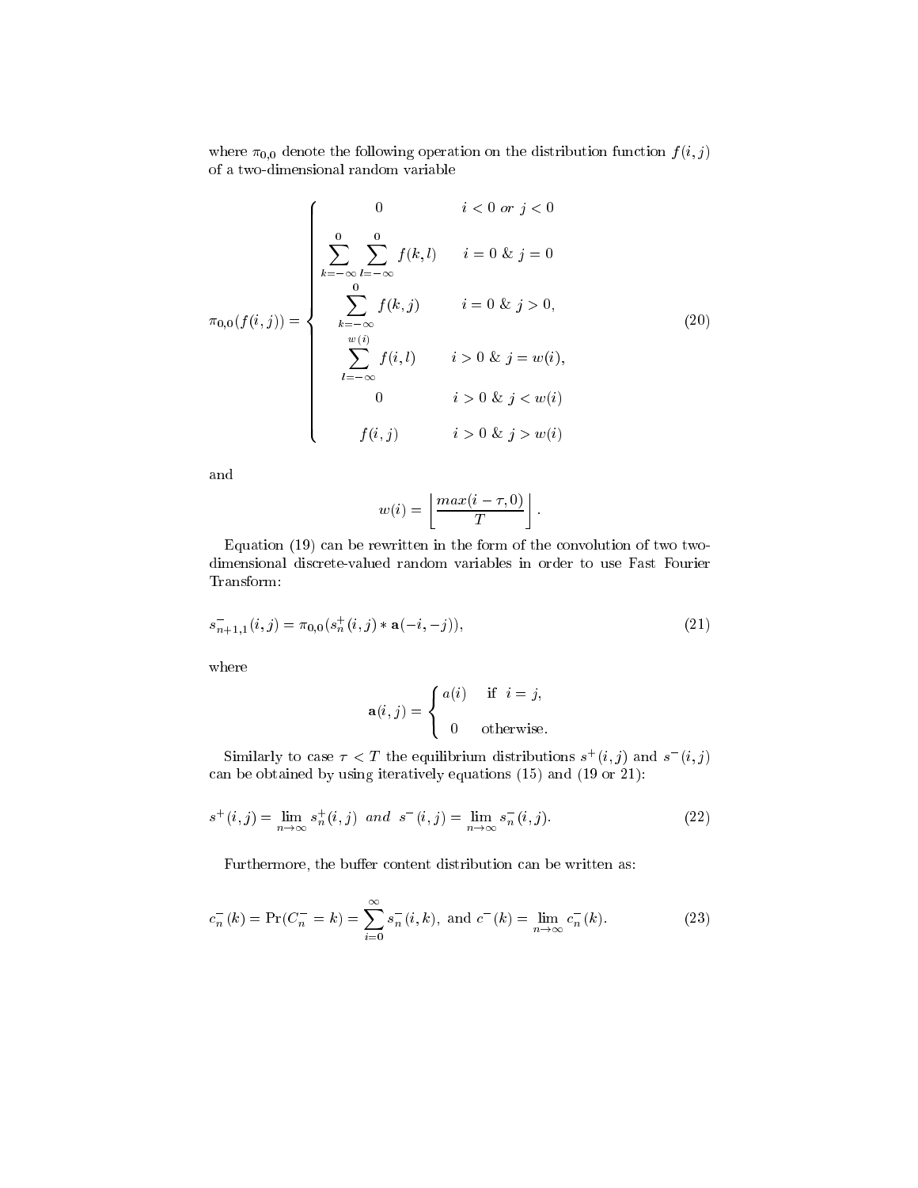where $\pi_{0,0}$ denote the following operation on the distribution function $f(i,j)$ of a two-dimensional random variable

$$
\pi_{0,0}(f(i,j)) = \begin{cases} 0 & i < 0 \; or \; j < 0 \\ \displaystyle\sum_{k=-\infty}^{0} \sum_{l=-\infty}^{0} f(k,l) & i = 0 \;\&\; j = 0 \\ \displaystyle\sum_{k=-\infty}^{0} f(k,j) & i = 0 \;\&\; j > 0, \\ \displaystyle\sum_{l=-\infty}^{w(i)} f(i,l) & i > 0 \;\&\; j = w(i), \\ 0 & i > 0 \;\&\; j < w(i) \\ f(i,j) & i > 0 \;\&\; j > w(i) \end{cases} \tag{20}
$$

and

$$
w(i) = \left\lfloor \frac{max(i-\tau, 0)}{T} \right\rfloor .
$$

Equation (19) can be rewritten in the form of the convolution of two two-dimensional discrete-valued random variables in order to use Fast Fourier Transform:

$$
s^{-}_{n+1,1}(i,j) = \pi_{0,0}(s^{+}_{n}(i,j) * \mathbf{a}(-i,-j)), \tag{21}
$$

where

$$
\mathbf{a}(i,j) = \begin{cases} a(i) & \text{if } \; i = j, \\ 0 & \text{otherwise.} \end{cases}
$$

Similarly to case $\tau < T$ the equilibrium distributions $s^{+}(i,j)$ and $s^{-}(i,j)$ can be obtained by using iteratively equations (15) and (19 or 21):

$$
s^{+}(i,j) = \lim_{n \to \infty} s^{+}_{n}(i,j) \;\; and \;\; s^{-}(i,j) = \lim_{n \to \infty} s^{-}_{n}(i,j). \tag{22}
$$

Furthermore, the buffer content distribution can be written as:

$$
c^{-}_{n}(k) = \Pr(C^{-}_{n} = k) = \sum_{i=0}^{\infty} s^{-}_{n}(i,k), \text{ and } c^{-}(k) = \lim_{n \to \infty} c^{-}_{n}(k). \tag{23}
$$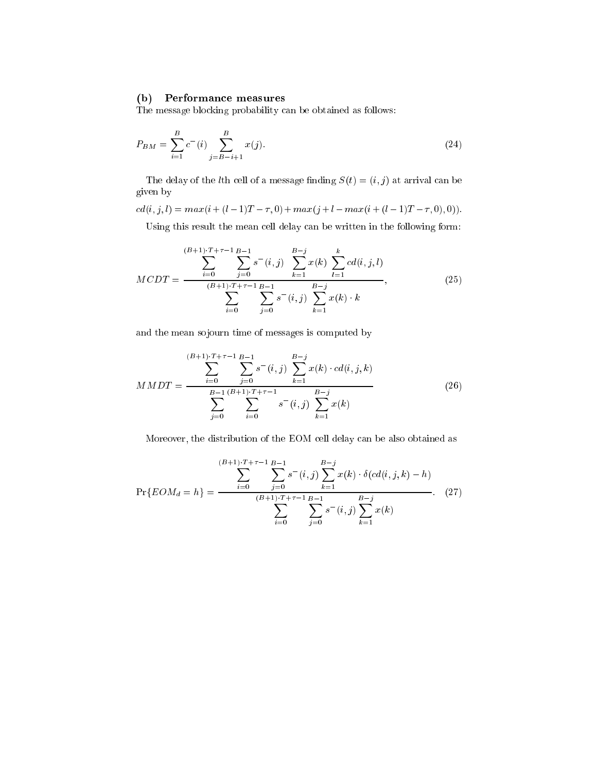### (b) Performance measures

The message blocking probability can be obtained as follows:

$$P_{BM} = \sum_{i=1}^{B} c^{-}(i) \sum_{j=B-i+1}^{B} x(j). \tag{24}$$

The delay of the $l$th cell of a message finding $S(t) = (i,j)$ at arrival can be given by

$$cd(i,j,l) = max(i + (l-1)T - \tau, 0) + max(j + l - max(i + (l-1)T - \tau, 0), 0)).$$

Using this result the mean cell delay can be written in the following form:

$$MCDT = \frac{\displaystyle\sum_{i=0}^{(B+1)\cdot T+\tau-1} \sum_{j=0}^{B-1} s^{-}(i,j) \sum_{k=1}^{B-j} x(k) \sum_{l=1}^{k} cd(i,j,l)}{\displaystyle\sum_{i=0}^{(B+1)\cdot T+\tau-1} \sum_{j=0}^{B-1} s^{-}(i,j) \sum_{k=1}^{B-j} x(k) \cdot k}, \tag{25}$$

and the mean sojourn time of messages is computed by

$$MMDT = \frac{\displaystyle\sum_{i=0}^{(B+1)\cdot T+\tau-1} \sum_{j=0}^{B-1} s^{-}(i,j) \sum_{k=1}^{B-j} x(k) \cdot cd(i,j,k)}{\displaystyle\sum_{j=0}^{B-1} \sum_{i=0}^{(B+1)\cdot T+\tau-1} s^{-}(i,j) \sum_{k=1}^{B-j} x(k)} \tag{26}$$

Moreover, the distribution of the EOM cell delay can be also obtained as

$$\Pr\{EOM_d = h\} = \frac{\displaystyle\sum_{i=0}^{(B+1)\cdot T+\tau-1} \sum_{j=0}^{B-1} s^{-}(i,j) \sum_{k=1}^{B-j} x(k) \cdot \delta(cd(i,j,k) - h)}{\displaystyle\sum_{i=0}^{(B+1)\cdot T+\tau-1} \sum_{j=0}^{B-1} s^{-}(i,j) \sum_{k=1}^{B-j} x(k)}. \tag{27}$$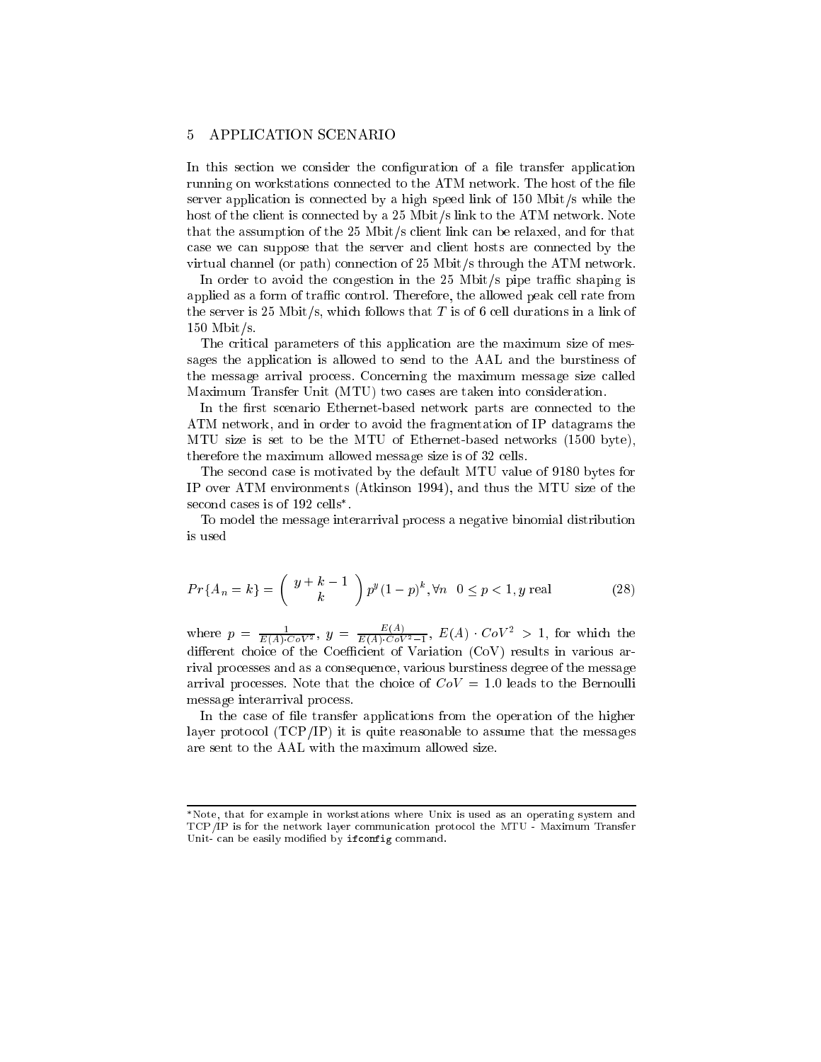## 5 APPLICATION SCENARIO

In this section we consider the configuration of a file transfer application running on workstations connected to the ATM network. The host of the file server application is connected by a high speed link of 150 Mbit/s while the host of the client is connected by a 25 Mbit/s link to the ATM network. Note that the assumption of the 25 Mbit/s client link can be relaxed, and for that case we can suppose that the server and client hosts are connected by the virtual channel (or path) connection of 25 Mbit/s through the ATM network.

In order to avoid the congestion in the 25 Mbit/s pipe traffic shaping is applied as a form of traffic control. Therefore, the allowed peak cell rate from the server is 25 Mbit/s, which follows that $T$ is of 6 cell durations in a link of 150 Mbit/s.

The critical parameters of this application are the maximum size of messages the application is allowed to send to the AAL and the burstiness of the message arrival process. Concerning the maximum message size called Maximum Transfer Unit (MTU) two cases are taken into consideration.

In the first scenario Ethernet-based network parts are connected to the ATM network, and in order to avoid the fragmentation of IP datagrams the MTU size is set to be the MTU of Ethernet-based networks (1500 byte), therefore the maximum allowed message size is of 32 cells.

The second case is motivated by the default MTU value of 9180 bytes for IP over ATM environments (Atkinson 1994), and thus the MTU size of the second cases is of 192 cells*.

To model the message interarrival process a negative binomial distribution is used

$$Pr\{A_n = k\} = \binom{y+k-1}{k} p^y (1-p)^k, \forall n \quad 0 \leq p < 1, y \text{ real} \tag{28}$$

where $p = \frac{1}{E(A) \cdot CoV^2}$, $y = \frac{E(A)}{E(A) \cdot CoV^2 - 1}$, $E(A) \cdot CoV^2 > 1$, for which the different choice of the Coefficient of Variation (CoV) results in various arrival processes and as a consequence, various burstiness degree of the message arrival processes. Note that the choice of $CoV = 1.0$ leads to the Bernoulli message interarrival process.

In the case of file transfer applications from the operation of the higher layer protocol (TCP/IP) it is quite reasonable to assume that the messages are sent to the AAL with the maximum allowed size.

---

*Note, that for example in workstations where Unix is used as an operating system and TCP/IP is for the network layer communication protocol the MTU - Maximum Transfer Unit- can be easily modified by `ifconfig` command.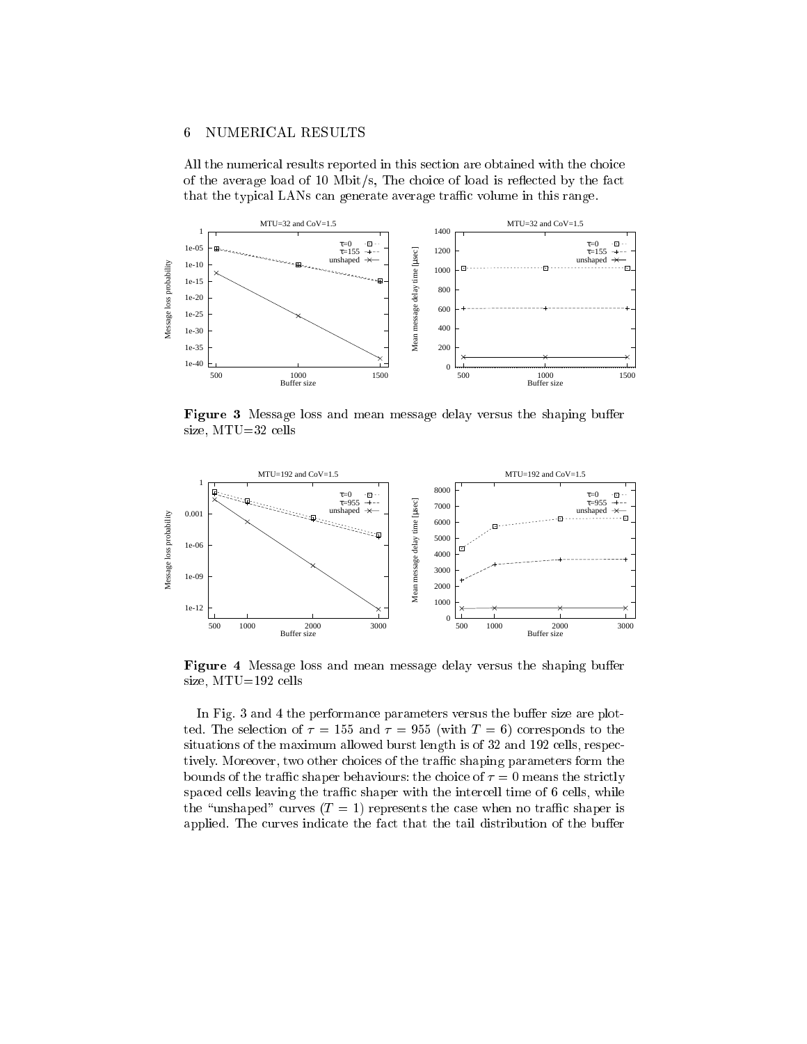## 6 NUMERICAL RESULTS

All the numerical results reported in this section are obtained with the choice of the average load of 10 Mbit/s, The choice of load is reflected by the fact that the typical LANs can generate average traffic volume in this range.

**Figure 3** Message loss and mean message delay versus the shaping buffer size, MTU=32 cells

**Figure 4** Message loss and mean message delay versus the shaping buffer size, MTU=192 cells

In Fig. 3 and 4 the performance parameters versus the buffer size are plotted. The selection of $\tau = 155$ and $\tau = 955$ (with $T = 6$) corresponds to the situations of the maximum allowed burst length is of 32 and 192 cells, respectively. Moreover, two other choices of the traffic shaping parameters form the bounds of the traffic shaper behaviours: the choice of $\tau = 0$ means the strictly spaced cells leaving the traffic shaper with the intercell time of 6 cells, while the "unshaped" curves ($T = 1$) represents the case when no traffic shaper is applied. The curves indicate the fact that the tail distribution of the buffer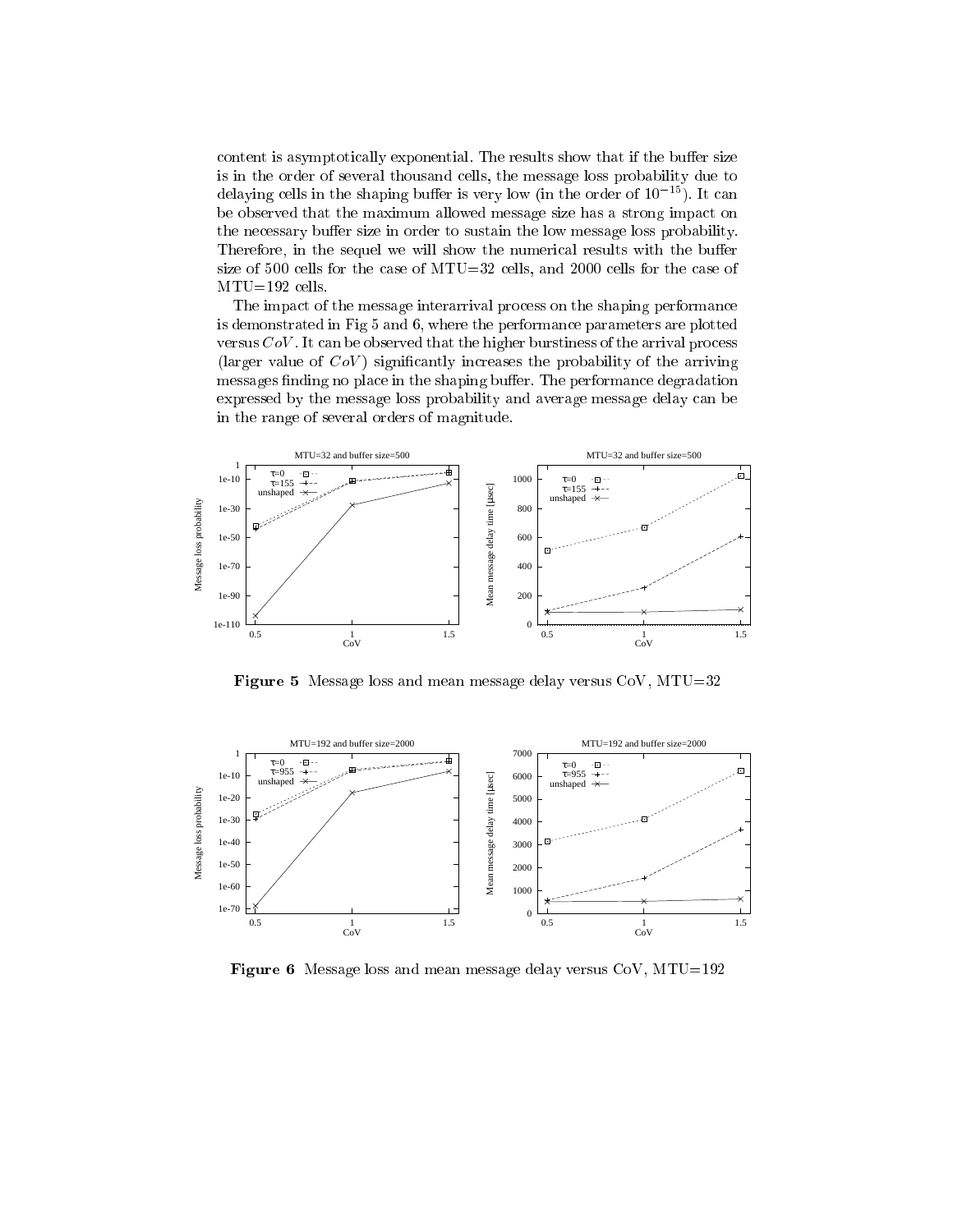content is asymptotically exponential. The results show that if the buffer size is in the order of several thousand cells, the message loss probability due to delaying cells in the shaping buffer is very low (in the order of $10^{-15}$). It can be observed that the maximum allowed message size has a strong impact on the necessary buffer size in order to sustain the low message loss probability. Therefore, in the sequel we will show the numerical results with the buffer size of 500 cells for the case of MTU=32 cells, and 2000 cells for the case of MTU=192 cells.

The impact of the message interarrival process on the shaping performance is demonstrated in Fig 5 and 6, where the performance parameters are plotted versus $CoV$. It can be observed that the higher burstiness of the arrival process (larger value of $CoV$) significantly increases the probability of the arriving messages finding no place in the shaping buffer. The performance degradation expressed by the message loss probability and average message delay can be in the range of several orders of magnitude.

**Figure 5** Message loss and mean message delay versus CoV, MTU=32

**Figure 6** Message loss and mean message delay versus CoV, MTU=192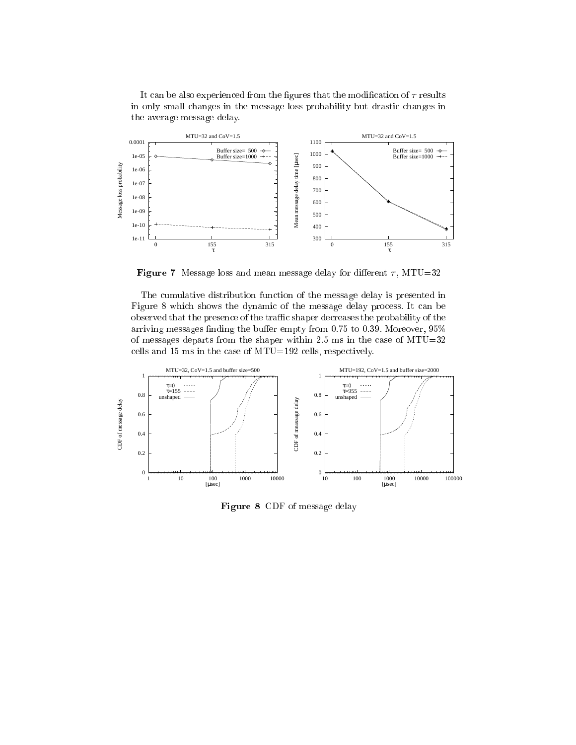It can be also experienced from the figures that the modification of $\tau$ results in only small changes in the message loss probability but drastic changes in the average message delay.

**Figure 7** Message loss and mean message delay for different $\tau$, MTU=32

The cumulative distribution function of the message delay is presented in Figure 8 which shows the dynamic of the message delay process. It can be observed that the presence of the traffic shaper decreases the probability of the arriving messages finding the buffer empty from 0.75 to 0.39. Moreover, 95% of messages departs from the shaper within 2.5 ms in the case of MTU=32 cells and 15 ms in the case of MTU=192 cells, respectively.

**Figure 8** CDF of message delay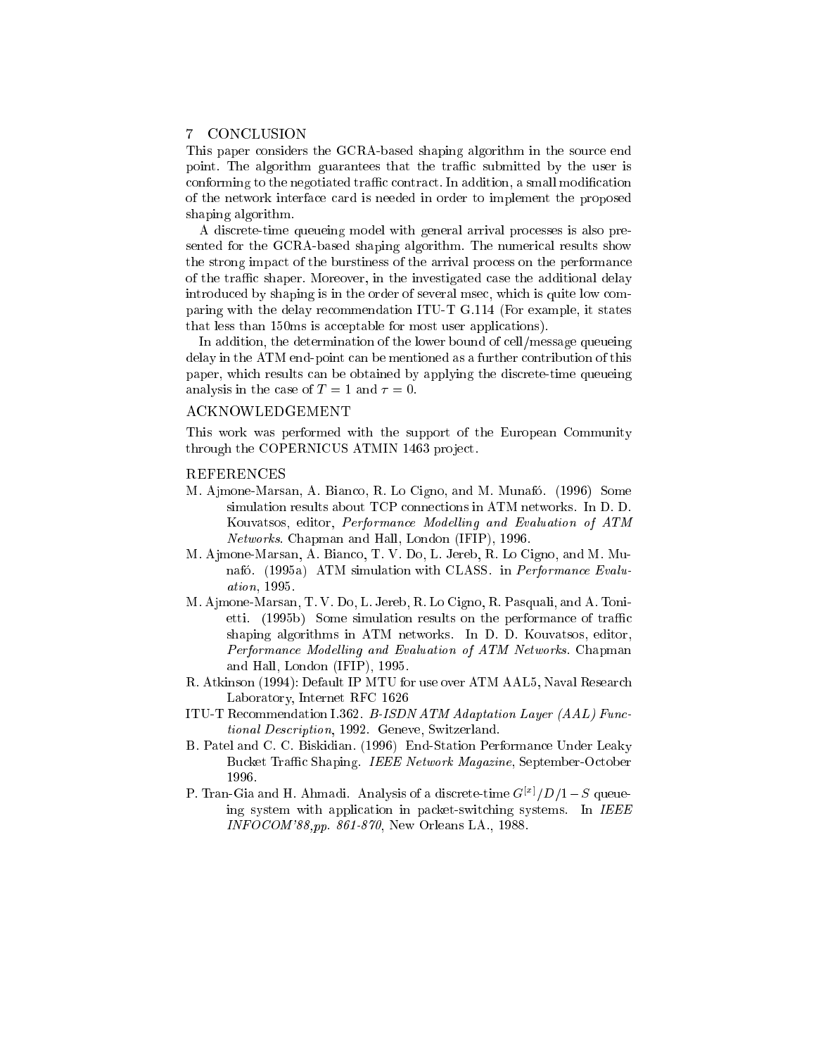## 7 CONCLUSION

This paper considers the GCRA-based shaping algorithm in the source end point. The algorithm guarantees that the traffic submitted by the user is conforming to the negotiated traffic contract. In addition, a small modification of the network interface card is needed in order to implement the proposed shaping algorithm.

A discrete-time queueing model with general arrival processes is also presented for the GCRA-based shaping algorithm. The numerical results show the strong impact of the burstiness of the arrival process on the performance of the traffic shaper. Moreover, in the investigated case the additional delay introduced by shaping is in the order of several msec, which is quite low comparing with the delay recommendation ITU-T G.114 (For example, it states that less than 150ms is acceptable for most user applications).

In addition, the determination of the lower bound of cell/message queueing delay in the ATM end-point can be mentioned as a further contribution of this paper, which results can be obtained by applying the discrete-time queueing analysis in the case of $T = 1$ and $\tau = 0$.

## ACKNOWLEDGEMENT

This work was performed with the support of the European Community through the COPERNICUS ATMIN 1463 project.

## REFERENCES

M. Ajmone-Marsan, A. Bianco, R. Lo Cigno, and M. Munafó. (1996) Some simulation results about TCP connections in ATM networks. In D. D. Kouvatsos, editor, *Performance Modelling and Evaluation of ATM Networks*. Chapman and Hall, London (IFIP), 1996.

M. Ajmone-Marsan, A. Bianco, T. V. Do, L. Jereb, R. Lo Cigno, and M. Munafó. (1995a) ATM simulation with CLASS. in *Performance Evaluation*, 1995.

M. Ajmone-Marsan, T. V. Do, L. Jereb, R. Lo Cigno, R. Pasquali, and A. Tonietti. (1995b) Some simulation results on the performance of traffic shaping algorithms in ATM networks. In D. D. Kouvatsos, editor, *Performance Modelling and Evaluation of ATM Networks*. Chapman and Hall, London (IFIP), 1995.

R. Atkinson (1994): Default IP MTU for use over ATM AAL5, Naval Research Laboratory, Internet RFC 1626

ITU-T Recommendation I.362. *B-ISDN ATM Adaptation Layer (AAL) Functional Description*, 1992. Geneve, Switzerland.

B. Patel and C. C. Biskidian. (1996) End-Station Performance Under Leaky Bucket Traffic Shaping. *IEEE Network Magazine*, September-October 1996.

P. Tran-Gia and H. Ahmadi. Analysis of a discrete-time $G^{[x]}/D/1-S$ queueing system with application in packet-switching systems. In *IEEE INFOCOM'88,pp. 861-870*, New Orleans LA., 1988.